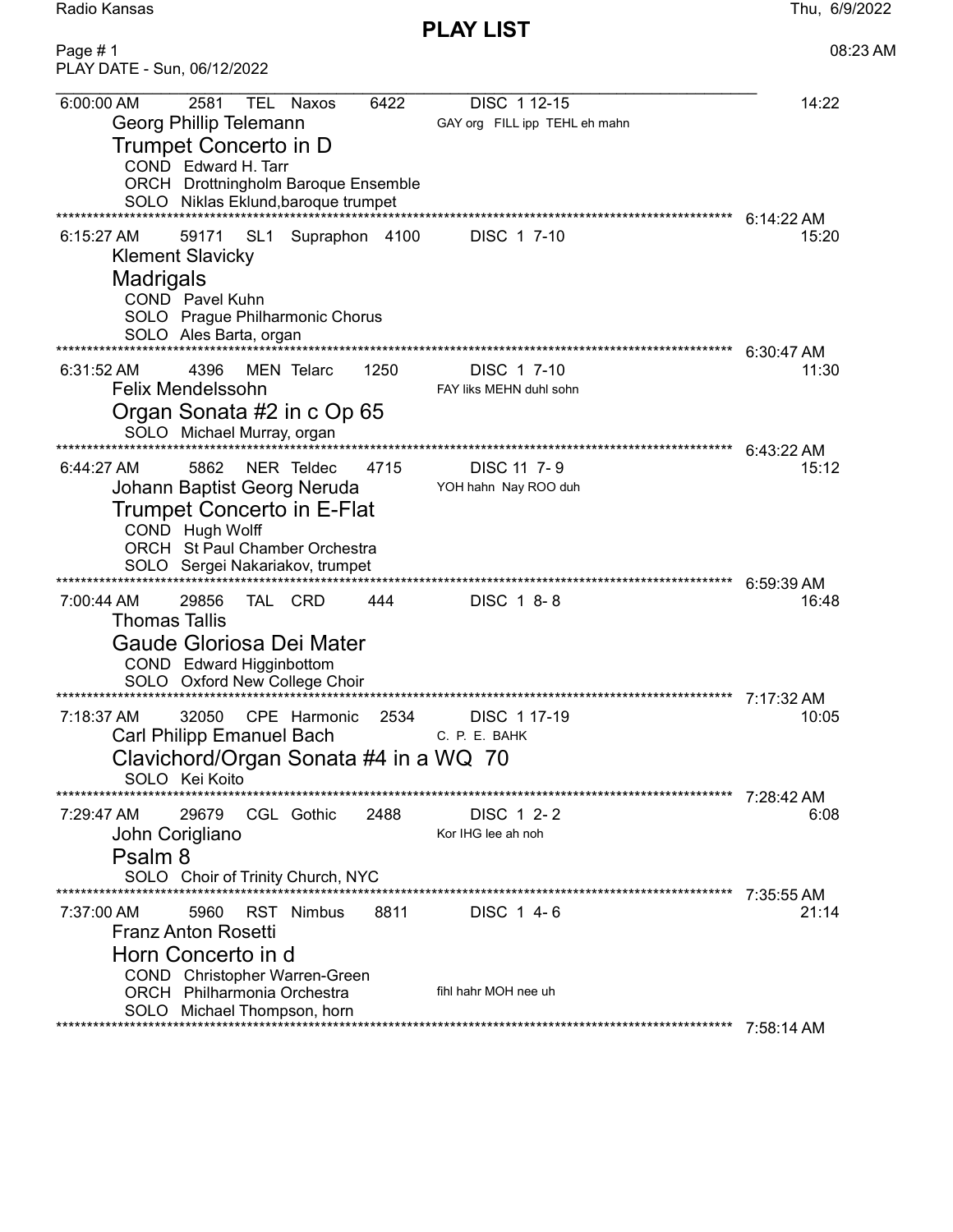Radio Kansas

# PLAY LIST

Thu, 6/9/2022

08:23 AM

PLAY DATE - Sun, 06/12/2022

---

6:00:00 AM 2581 TEL Naxos 6422 DISC 1 12-15 — 14:22

**Georg Phillip Telemann** — GAY org FILL ipp TEHL eh mahn

## Trumpet Concerto in D

COND Edward H. Tarr
ORCH Drottningholm Baroque Ensemble
SOLO Niklas Eklund,baroque trumpet

6:14:22 AM

---

6:15:27 AM 59171 SL1 Supraphon 4100 DISC 1 7-10 — 15:20

**Klement Slavicky**

## Madrigals

COND Pavel Kuhn
SOLO Prague Philharmonic Chorus
SOLO Ales Barta, organ

6:30:47 AM

---

6:31:52 AM 4396 MEN Telarc 1250 DISC 1 7-10 — 11:30

**Felix Mendelssohn** — FAY liks MEHN duhl sohn

## Organ Sonata #2 in c Op 65

SOLO Michael Murray, organ

6:43:22 AM

---

6:44:27 AM 5862 NER Teldec 4715 DISC 11 7- 9 — 15:12

**Johann Baptist Georg Neruda** — YOH hahn Nay ROO duh

## Trumpet Concerto in E-Flat

COND Hugh Wolff
ORCH St Paul Chamber Orchestra
SOLO Sergei Nakariakov, trumpet

6:59:39 AM

---

7:00:44 AM 29856 TAL CRD 444 DISC 1 8- 8 — 16:48

**Thomas Tallis**

## Gaude Gloriosa Dei Mater

COND Edward Higginbottom
SOLO Oxford New College Choir

7:17:32 AM

---

7:18:37 AM 32050 CPE Harmonic 2534 DISC 1 17-19 — 10:05

**Carl Philipp Emanuel Bach** — C. P. E. BAHK

## Clavichord/Organ Sonata #4 in a WQ 70

SOLO Kei Koito

7:28:42 AM

---

7:29:47 AM 29679 CGL Gothic 2488 DISC 1 2- 2 — 6:08

**John Corigliano** — Kor IHG lee ah noh

## Psalm 8

SOLO Choir of Trinity Church, NYC

7:35:55 AM

---

7:37:00 AM 5960 RST Nimbus 8811 DISC 1 4- 6 — 21:14

**Franz Anton Rosetti**

## Horn Concerto in d

COND Christopher Warren-Green
ORCH Philharmonia Orchestra — fihl hahr MOH nee uh
SOLO Michael Thompson, horn

7:58:14 AM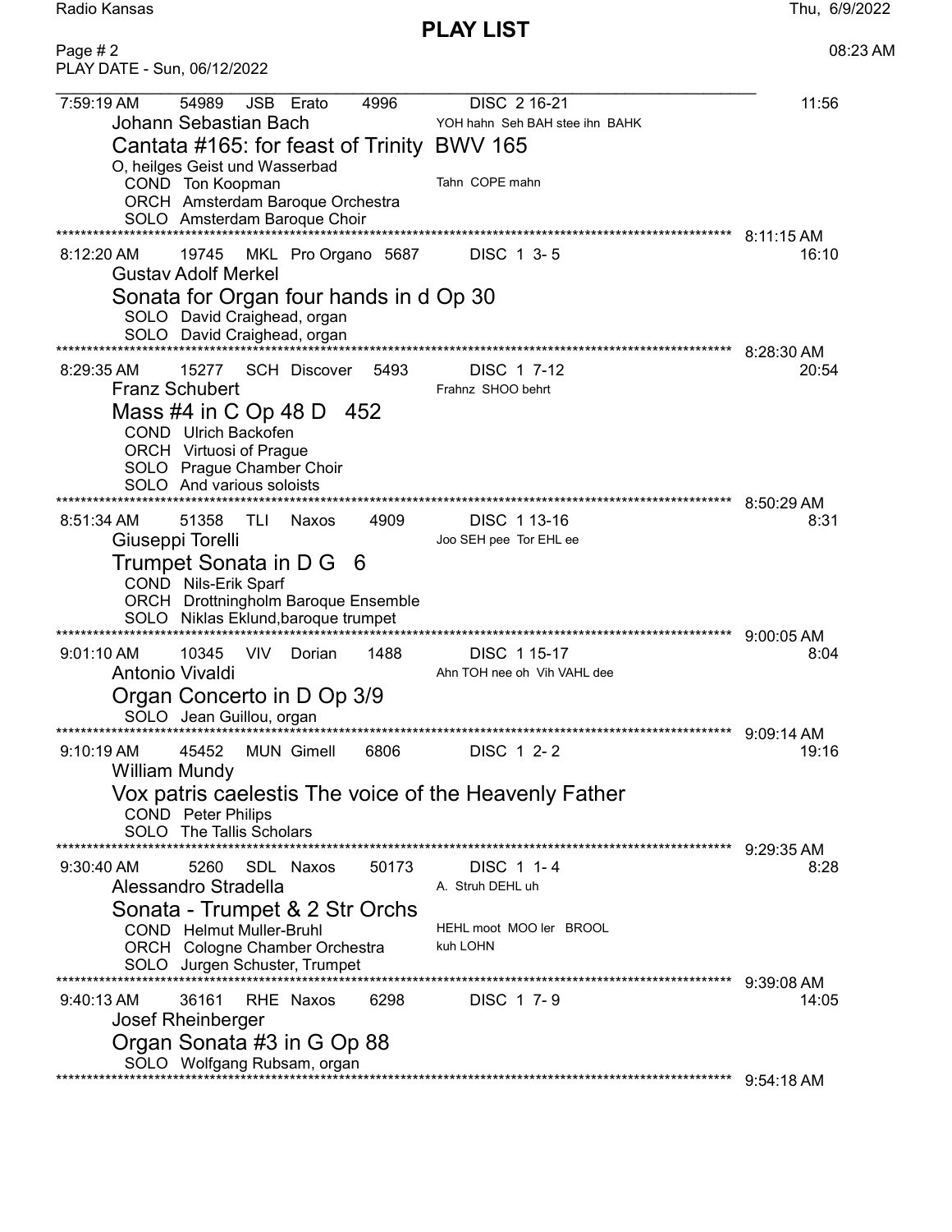# PLAY LIST

PLAY DATE - Sun, 06/12/2022

---

7:59:19 AM 54989 JSB Erato 4996 DISC 2 16-21 11:56

Johann Sebastian Bach — YOH hahn Seh BAH stee ihn BAHK

Cantata #165: for feast of Trinity BWV 165

O, heilges Geist und Wasserbad

COND Ton Koopman — Tahn COPE mahn

ORCH Amsterdam Baroque Orchestra

SOLO Amsterdam Baroque Choir

8:11:15 AM

---

8:12:20 AM 19745 MKL Pro Organo 5687 DISC 1 3- 5 16:10

Gustav Adolf Merkel

Sonata for Organ four hands in d Op 30

SOLO David Craighead, organ

SOLO David Craighead, organ

8:28:30 AM

---

8:29:35 AM 15277 SCH Discover 5493 DISC 1 7-12 20:54

Franz Schubert — Frahnz SHOO behrt

Mass #4 in C Op 48 D 452

COND Ulrich Backofen

ORCH Virtuosi of Prague

SOLO Prague Chamber Choir

SOLO And various soloists

8:50:29 AM

---

8:51:34 AM 51358 TLI Naxos 4909 DISC 1 13-16 8:31

Giuseppi Torelli — Joo SEH pee Tor EHL ee

Trumpet Sonata in D G 6

COND Nils-Erik Sparf

ORCH Drottningholm Baroque Ensemble

SOLO Niklas Eklund,baroque trumpet

9:00:05 AM

---

9:01:10 AM 10345 VIV Dorian 1488 DISC 1 15-17 8:04

Antonio Vivaldi — Ahn TOH nee oh Vih VAHL dee

Organ Concerto in D Op 3/9

SOLO Jean Guillou, organ

9:09:14 AM

---

9:10:19 AM 45452 MUN Gimell 6806 DISC 1 2- 2 19:16

William Mundy

Vox patris caelestis The voice of the Heavenly Father

COND Peter Philips

SOLO The Tallis Scholars

9:29:35 AM

---

9:30:40 AM 5260 SDL Naxos 50173 DISC 1 1- 4 8:28

Alessandro Stradella — A. Struh DEHL uh

Sonata - Trumpet & 2 Str Orchs

COND Helmut Muller-Bruhl — HEHL moot MOO ler BROOL

ORCH Cologne Chamber Orchestra — kuh LOHN

SOLO Jurgen Schuster, Trumpet

9:39:08 AM

---

9:40:13 AM 36161 RHE Naxos 6298 DISC 1 7- 9 14:05

Josef Rheinberger

Organ Sonata #3 in G Op 88

SOLO Wolfgang Rubsam, organ

9:54:18 AM